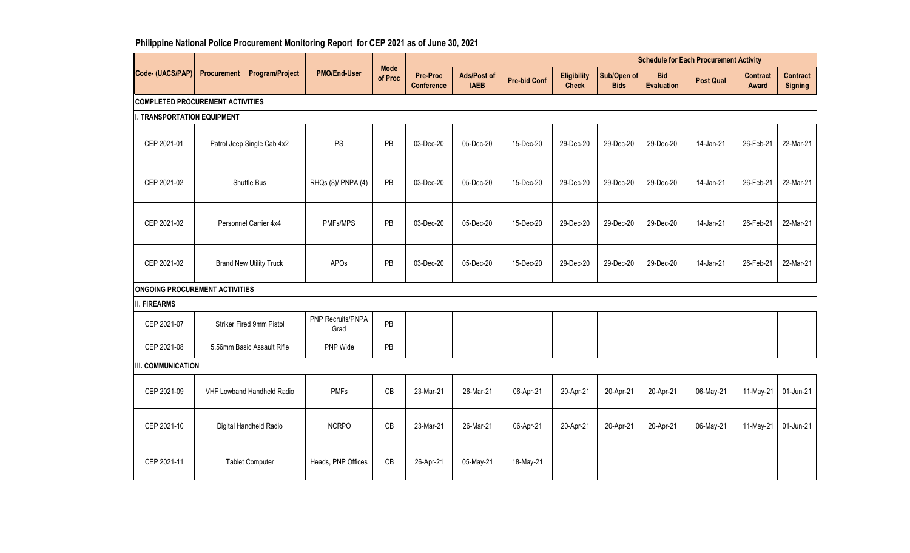## Philippine National Police Procurement Monitoring Report for CEP 2021 as of June 30, 2021

| Code- (UACS/PAP) | Procurement Program/Project | PMO/End-User | Mode of Proc | Schedule for Each Procurement Activity | | | | | | | | |
|---|---|---|---|---|---|---|---|---|---|---|---|---|
| | | | | Pre-Proc Conference | Ads/Post of IAEB | Pre-bid Conf | Eligibility Check | Sub/Open of Bids | Bid Evaluation | Post Qual | Contract Award | Contract Signing |
| **COMPLETED PROCUREMENT ACTIVITIES** | | | | | | | | | | | | |
| **I. TRANSPORTATION EQUIPMENT** | | | | | | | | | | | | |
| CEP 2021-01 | Patrol Jeep Single Cab 4x2 | PS | PB | 03-Dec-20 | 05-Dec-20 | 15-Dec-20 | 29-Dec-20 | 29-Dec-20 | 29-Dec-20 | 14-Jan-21 | 26-Feb-21 | 22-Mar-21 |
| CEP 2021-02 | Shuttle Bus | RHQs (8)/ PNPA (4) | PB | 03-Dec-20 | 05-Dec-20 | 15-Dec-20 | 29-Dec-20 | 29-Dec-20 | 29-Dec-20 | 14-Jan-21 | 26-Feb-21 | 22-Mar-21 |
| CEP 2021-02 | Personnel Carrier 4x4 | PMFs/MPS | PB | 03-Dec-20 | 05-Dec-20 | 15-Dec-20 | 29-Dec-20 | 29-Dec-20 | 29-Dec-20 | 14-Jan-21 | 26-Feb-21 | 22-Mar-21 |
| CEP 2021-02 | Brand New Utility Truck | APOs | PB | 03-Dec-20 | 05-Dec-20 | 15-Dec-20 | 29-Dec-20 | 29-Dec-20 | 29-Dec-20 | 14-Jan-21 | 26-Feb-21 | 22-Mar-21 |
| **ONGOING PROCUREMENT ACTIVITIES** | | | | | | | | | | | | |
| **II. FIREARMS** | | | | | | | | | | | | |
| CEP 2021-07 | Striker Fired 9mm Pistol | PNP Recruits/PNPA Grad | PB | | | | | | | | | |
| CEP 2021-08 | 5.56mm Basic Assault Rifle | PNP Wide | PB | | | | | | | | | |
| **III. COMMUNICATION** | | | | | | | | | | | | |
| CEP 2021-09 | VHF Lowband Handheld Radio | PMFs | CB | 23-Mar-21 | 26-Mar-21 | 06-Apr-21 | 20-Apr-21 | 20-Apr-21 | 20-Apr-21 | 06-May-21 | 11-May-21 | 01-Jun-21 |
| CEP 2021-10 | Digital Handheld Radio | NCRPO | CB | 23-Mar-21 | 26-Mar-21 | 06-Apr-21 | 20-Apr-21 | 20-Apr-21 | 20-Apr-21 | 06-May-21 | 11-May-21 | 01-Jun-21 |
| CEP 2021-11 | Tablet Computer | Heads, PNP Offices | CB | 26-Apr-21 | 05-May-21 | 18-May-21 | | | | | | |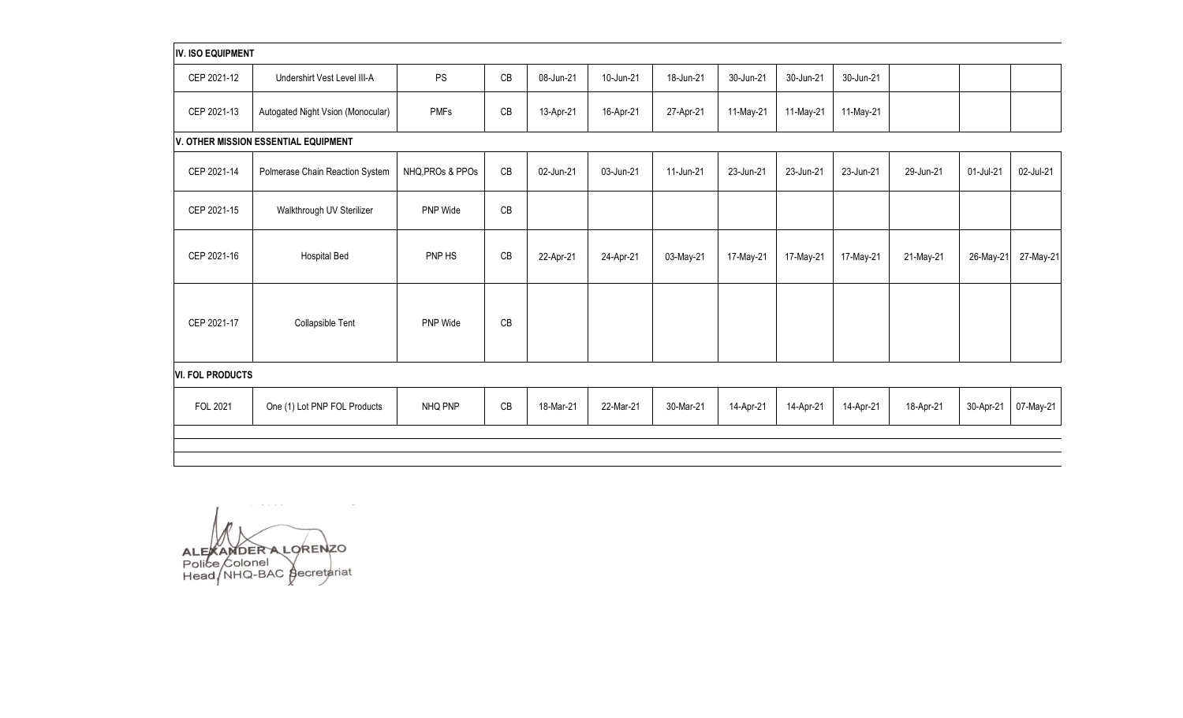| | | | | | | | | | | | | |
|---|---|---|---|---|---|---|---|---|---|---|---|---|
| **IV. ISO EQUIPMENT** | | | | | | | | | | | | |
| CEP 2021-12 | Undershirt Vest Level III-A | PS | CB | 08-Jun-21 | 10-Jun-21 | 18-Jun-21 | 30-Jun-21 | 30-Jun-21 | 30-Jun-21 | | | |
| CEP 2021-13 | Autogated Night Vsion (Monocular) | PMFs | CB | 13-Apr-21 | 16-Apr-21 | 27-Apr-21 | 11-May-21 | 11-May-21 | 11-May-21 | | | |
| **V. OTHER MISSION ESSENTIAL EQUIPMENT** | | | | | | | | | | | | |
| CEP 2021-14 | Polmerase Chain Reaction System | NHQ,PROs & PPOs | CB | 02-Jun-21 | 03-Jun-21 | 11-Jun-21 | 23-Jun-21 | 23-Jun-21 | 23-Jun-21 | 29-Jun-21 | 01-Jul-21 | 02-Jul-21 |
| CEP 2021-15 | Walkthrough UV Sterilizer | PNP Wide | CB | | | | | | | | | |
| CEP 2021-16 | Hospital Bed | PNP HS | CB | 22-Apr-21 | 24-Apr-21 | 03-May-21 | 17-May-21 | 17-May-21 | 17-May-21 | 21-May-21 | 26-May-21 | 27-May-21 |
| CEP 2021-17 | Collapsible Tent | PNP Wide | CB | | | | | | | | | |
| **VI. FOL PRODUCTS** | | | | | | | | | | | | |
| FOL 2021 | One (1) Lot PNP FOL Products | NHQ PNP | CB | 18-Mar-21 | 22-Mar-21 | 30-Mar-21 | 14-Apr-21 | 14-Apr-21 | 14-Apr-21 | 18-Apr-21 | 30-Apr-21 | 07-May-21 |

ALEXANDER A LORENZO
Police Colonel
Head, NHQ-BAC Secretariat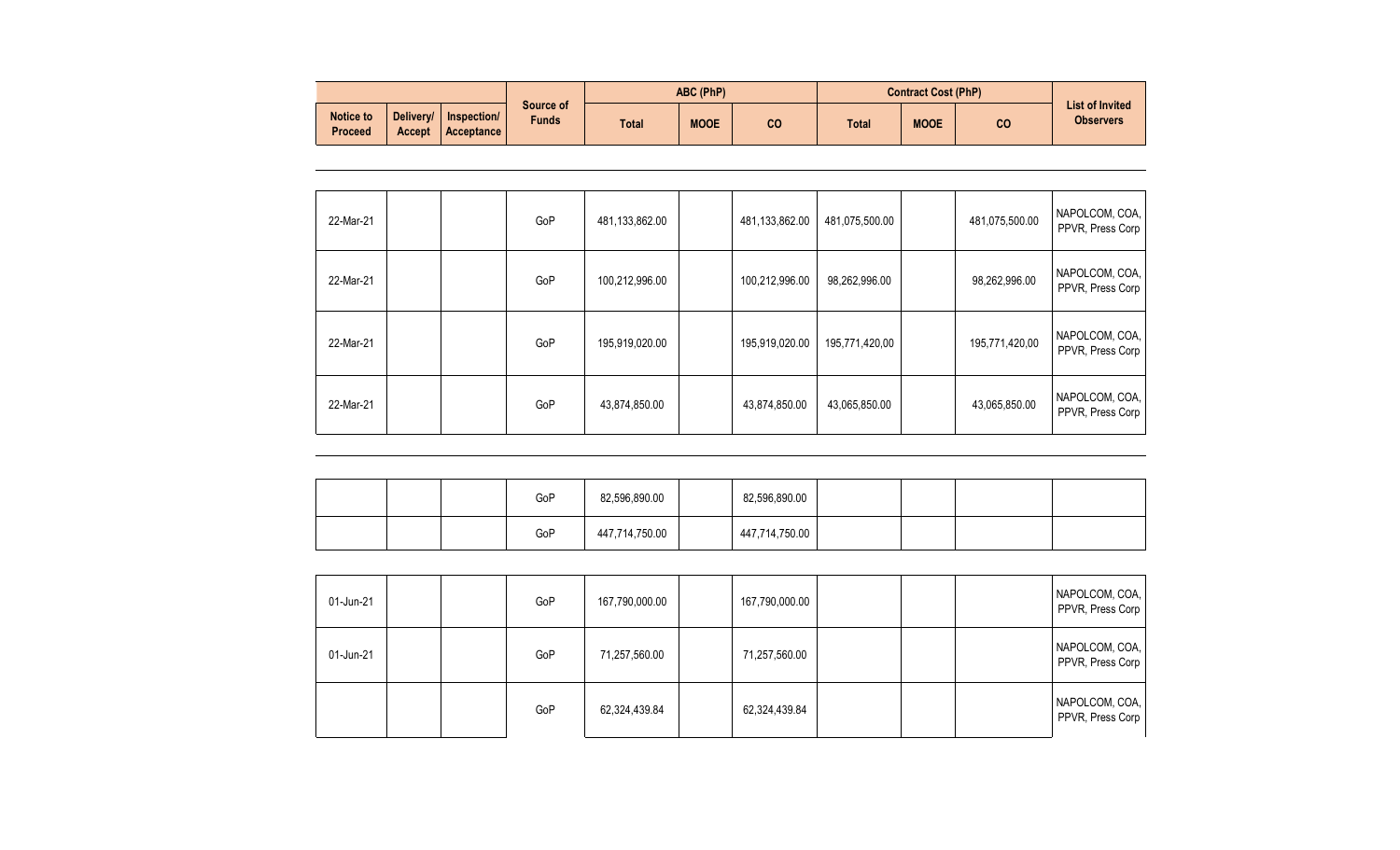| | | | Source of Funds | ABC (PhP) | | | Contract Cost (PhP) | | | List of Invited Observers |
|---|---|---|---|---|---|---|---|---|---|---|
| Notice to Proceed | Delivery/ Accept | Inspection/ Acceptance | | Total | MOOE | CO | Total | MOOE | CO | |
| 22-Mar-21 | | | GoP | 481,133,862.00 | | 481,133,862.00 | 481,075,500.00 | | 481,075,500.00 | NAPOLCOM, COA, PPVR, Press Corp |
| 22-Mar-21 | | | GoP | 100,212,996.00 | | 100,212,996.00 | 98,262,996.00 | | 98,262,996.00 | NAPOLCOM, COA, PPVR, Press Corp |
| 22-Mar-21 | | | GoP | 195,919,020.00 | | 195,919,020.00 | 195,771,420,00 | | 195,771,420,00 | NAPOLCOM, COA, PPVR, Press Corp |
| 22-Mar-21 | | | GoP | 43,874,850.00 | | 43,874,850.00 | 43,065,850.00 | | 43,065,850.00 | NAPOLCOM, COA, PPVR, Press Corp |
| | | | GoP | 82,596,890.00 | | 82,596,890.00 | | | | |
| | | | GoP | 447,714,750.00 | | 447,714,750.00 | | | | |
| 01-Jun-21 | | | GoP | 167,790,000.00 | | 167,790,000.00 | | | | NAPOLCOM, COA, PPVR, Press Corp |
| 01-Jun-21 | | | GoP | 71,257,560.00 | | 71,257,560.00 | | | | NAPOLCOM, COA, PPVR, Press Corp |
| | | | GoP | 62,324,439.84 | | 62,324,439.84 | | | | NAPOLCOM, COA, PPVR, Press Corp |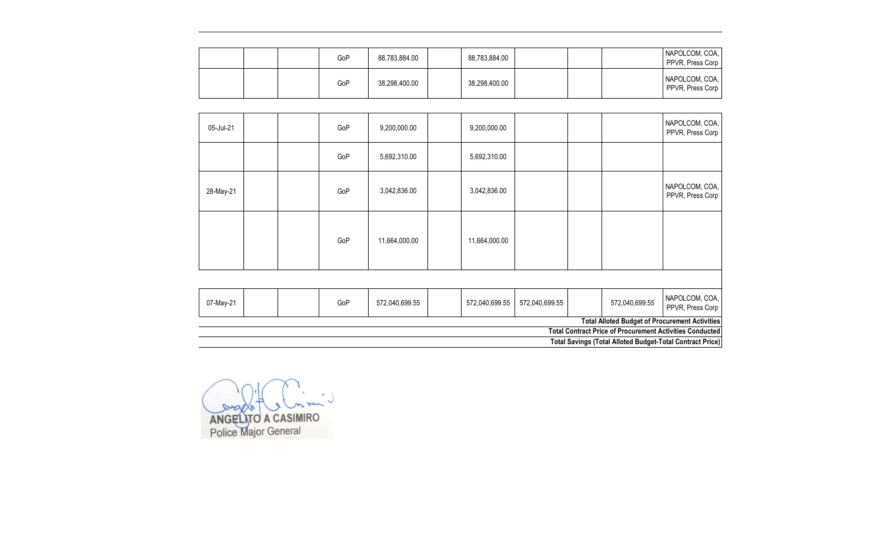| | | | | | | | | | | |
|---|---|---|---|---|---|---|---|---|---|---|
| | | | GoP | 88,783,884.00 | | 88,783,884.00 | | | | NAPOLCOM, COA, PPVR, Press Corp |
| | | | GoP | 38,298,400.00 | | 38,298,400.00 | | | | NAPOLCOM, COA, PPVR, Press Corp |
| 05-Jul-21 | | | GoP | 9,200,000.00 | | 9,200,000.00 | | | | NAPOLCOM, COA, PPVR, Press Corp |
| | | | GoP | 5,692,310.00 | | 5,692,310.00 | | | | |
| 28-May-21 | | | GoP | 3,042,836.00 | | 3,042,836.00 | | | | NAPOLCOM, COA, PPVR, Press Corp |
| | | | GoP | 11,664,000.00 | | 11,664,000.00 | | | | |
| 07-May-21 | | | GoP | 572,040,699.55 | | 572,040,699.55 | 572,040,699.55 | | 572,040,699.55 | NAPOLCOM, COA, PPVR, Press Corp |

**Total Alloted Budget of Procurement Activities**

**Total Contract Price of Procurement Activities Conducted**

**Total Savings (Total Alloted Budget-Total Contract Price)**

ANGELITO A CASIMIRO
Police Major General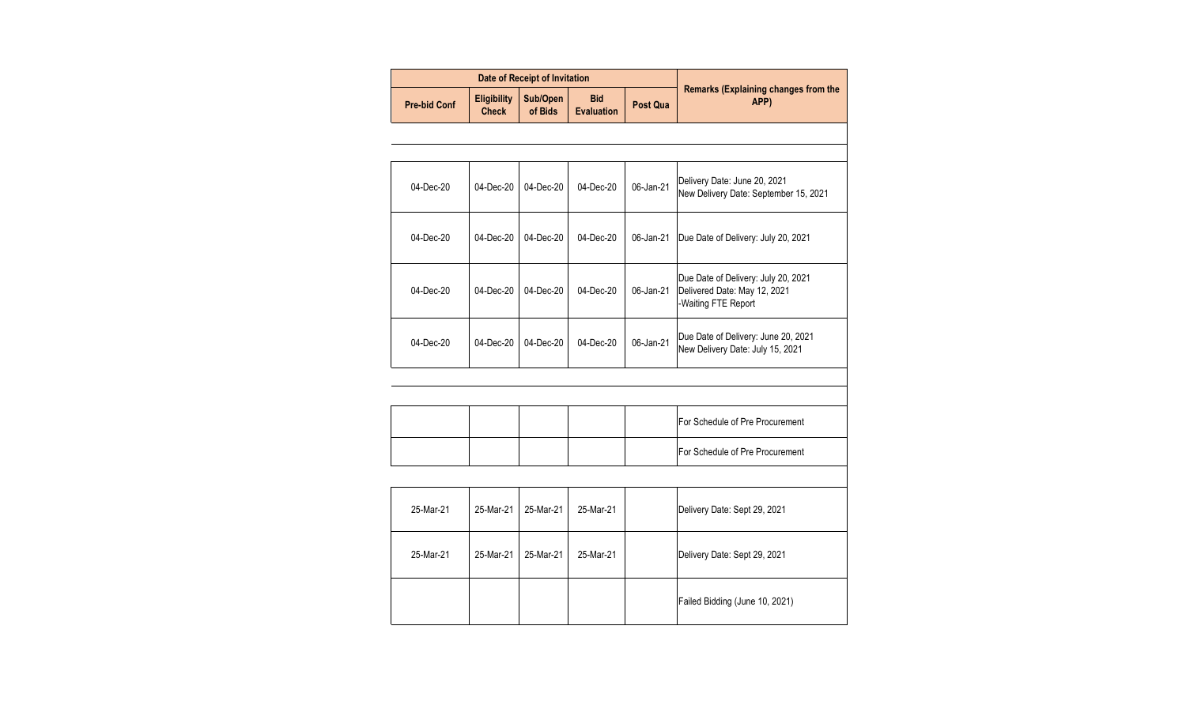| Date of Receipt of Invitation | | | | | Remarks (Explaining changes from the APP) |
|---|---|---|---|---|---|
| Pre-bid Conf | Eligibility Check | Sub/Open of Bids | Bid Evaluation | Post Qua | |
| | | | | | |
| 04-Dec-20 | 04-Dec-20 | 04-Dec-20 | 04-Dec-20 | 06-Jan-21 | Delivery Date: June 20, 2021<br>New Delivery Date: September 15, 2021 |
| 04-Dec-20 | 04-Dec-20 | 04-Dec-20 | 04-Dec-20 | 06-Jan-21 | Due Date of Delivery: July 20, 2021 |
| 04-Dec-20 | 04-Dec-20 | 04-Dec-20 | 04-Dec-20 | 06-Jan-21 | Due Date of Delivery: July 20, 2021<br>Delivered Date: May 12, 2021<br>-Waiting FTE Report |
| 04-Dec-20 | 04-Dec-20 | 04-Dec-20 | 04-Dec-20 | 06-Jan-21 | Due Date of Delivery: June 20, 2021<br>New Delivery Date: July 15, 2021 |
| | | | | | |
| | | | | | For Schedule of Pre Procurement |
| | | | | | For Schedule of Pre Procurement |
| | | | | | |
| 25-Mar-21 | 25-Mar-21 | 25-Mar-21 | 25-Mar-21 | | Delivery Date: Sept 29, 2021 |
| 25-Mar-21 | 25-Mar-21 | 25-Mar-21 | 25-Mar-21 | | Delivery Date: Sept 29, 2021 |
| | | | | | Failed Bidding (June 10, 2021) |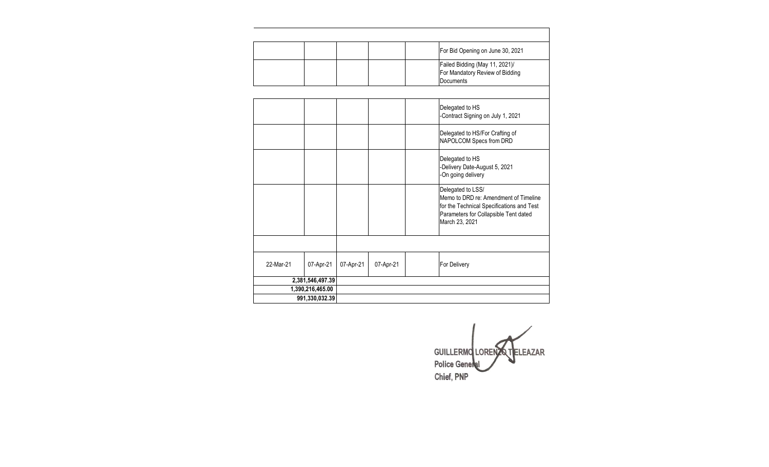| | | | | | |
|---|---|---|---|---|---|
| | | | | | |
| | | | | | For Bid Opening on June 30, 2021 |
| | | | | | Failed Bidding (May 11, 2021)/ For Mandatory Review of Bidding Documents |
| | | | | | |
| | | | | | Delegated to HS -Contract Signing on July 1, 2021 |
| | | | | | Delegated to HS/For Crafting of NAPOLCOM Specs from DRD |
| | | | | | Delegated to HS -Delivery Date-August 5, 2021 -On going delivery |
| | | | | | Delegated to LSS/ Memo to DRD re: Amendment of Timeline for the Technical Specifications and Test Parameters for Collapsible Tent dated March 23, 2021 |
| | | | | | |
| 22-Mar-21 | 07-Apr-21 | 07-Apr-21 | 07-Apr-21 | | For Delivery |
| | **2,381,546,497.39** | | | | |
| | **1,390,216,465.00** | | | | |
| | **991,330,032.39** | | | | |

**GUILLERMO LORENZO T ELEAZAR**
**Police General**
**Chief, PNP**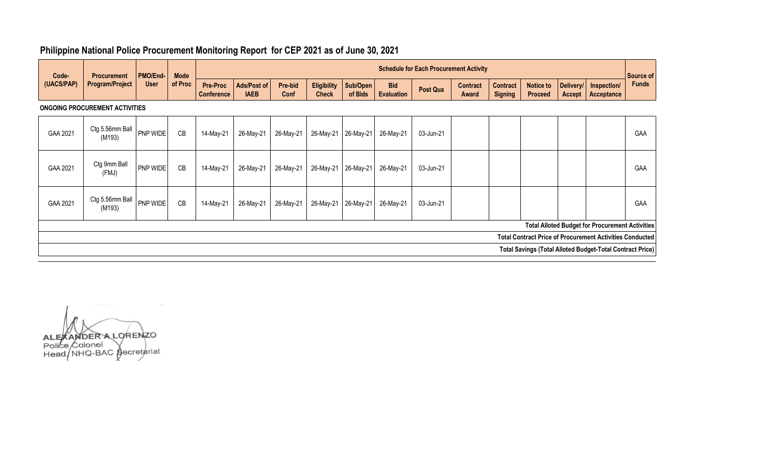## Philippine National Police Procurement Monitoring Report for CEP 2021 as of June 30, 2021

| Code-(UACS/PAP) | Procurement Program/Project | PMO/End-User | Mode of Proc | Schedule for Each Procurement Activity | | | | | | | | | | | | Source of Funds |
|---|---|---|---|---|---|---|---|---|---|---|---|---|---|---|---|---|
| | | | | Pre-Proc Conference | Ads/Post of IAEB | Pre-bid Conf | Eligibility Check | Sub/Open of Bids | Bid Evaluation | Post Qua | Contract Award | Contract Signing | Notice to Proceed | Delivery/ Accept | Inspection/ Acceptance | |
| **ONGOING PROCUREMENT ACTIVITIES** | | | | | | | | | | | | | | | | |
| GAA 2021 | Ctg 5.56mm Ball (M193) | PNP WIDE | CB | 14-May-21 | 26-May-21 | 26-May-21 | 26-May-21 | 26-May-21 | 26-May-21 | 03-Jun-21 | | | | | | GAA |
| GAA 2021 | Ctg 9mm Ball (FMJ) | PNP WIDE | CB | 14-May-21 | 26-May-21 | 26-May-21 | 26-May-21 | 26-May-21 | 26-May-21 | 03-Jun-21 | | | | | | GAA |
| GAA 2021 | Ctg 5.56mm Ball (M193) | PNP WIDE | CB | 14-May-21 | 26-May-21 | 26-May-21 | 26-May-21 | 26-May-21 | 26-May-21 | 03-Jun-21 | | | | | | GAA |
| **Total Alloted Budget for Procurement Activities** | | | | | | | | | | | | | | | | |
| **Total Contract Price of Procurement Activities Conducted** | | | | | | | | | | | | | | | | |
| **Total Savings (Total Alloted Budget-Total Contract Price)** | | | | | | | | | | | | | | | | |

ALEXANDER A LORENZO
Police Colonel
Head, NHQ-BAC Secretariat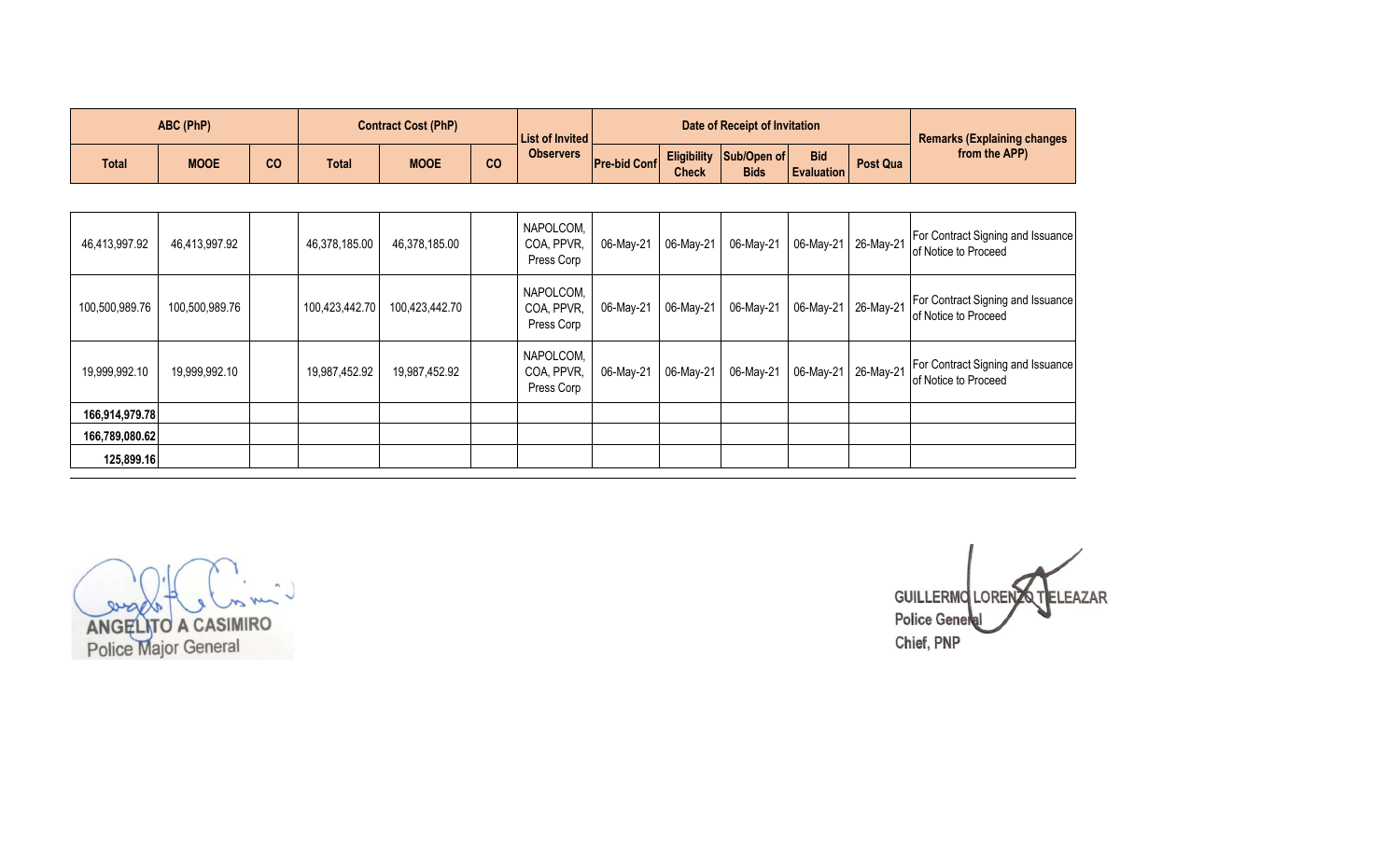| ABC (PhP) | | | Contract Cost (PhP) | | | List of Invited Observers | Date of Receipt of Invitation | | | | | Remarks (Explaining changes from the APP) |
|---|---|---|---|---|---|---|---|---|---|---|---|---|
| Total | MOOE | CO | Total | MOOE | CO | | Pre-bid Conf | Eligibility Check | Sub/Open of Bids | Bid Evaluation | Post Qua | |
| 46,413,997.92 | 46,413,997.92 | | 46,378,185.00 | 46,378,185.00 | | NAPOLCOM, COA, PPVR, Press Corp | 06-May-21 | 06-May-21 | 06-May-21 | 06-May-21 | 26-May-21 | For Contract Signing and Issuance of Notice to Proceed |
| 100,500,989.76 | 100,500,989.76 | | 100,423,442.70 | 100,423,442.70 | | NAPOLCOM, COA, PPVR, Press Corp | 06-May-21 | 06-May-21 | 06-May-21 | 06-May-21 | 26-May-21 | For Contract Signing and Issuance of Notice to Proceed |
| 19,999,992.10 | 19,999,992.10 | | 19,987,452.92 | 19,987,452.92 | | NAPOLCOM, COA, PPVR, Press Corp | 06-May-21 | 06-May-21 | 06-May-21 | 06-May-21 | 26-May-21 | For Contract Signing and Issuance of Notice to Proceed |
| **166,914,979.78** | | | | | | | | | | | | |
| **166,789,080.62** | | | | | | | | | | | | |
| **125,899.16** | | | | | | | | | | | | |

**ANGELITO A CASIMIRO**
Police Major General

**GUILLERMO LORENZO T ELEAZAR**
Police General
Chief, PNP